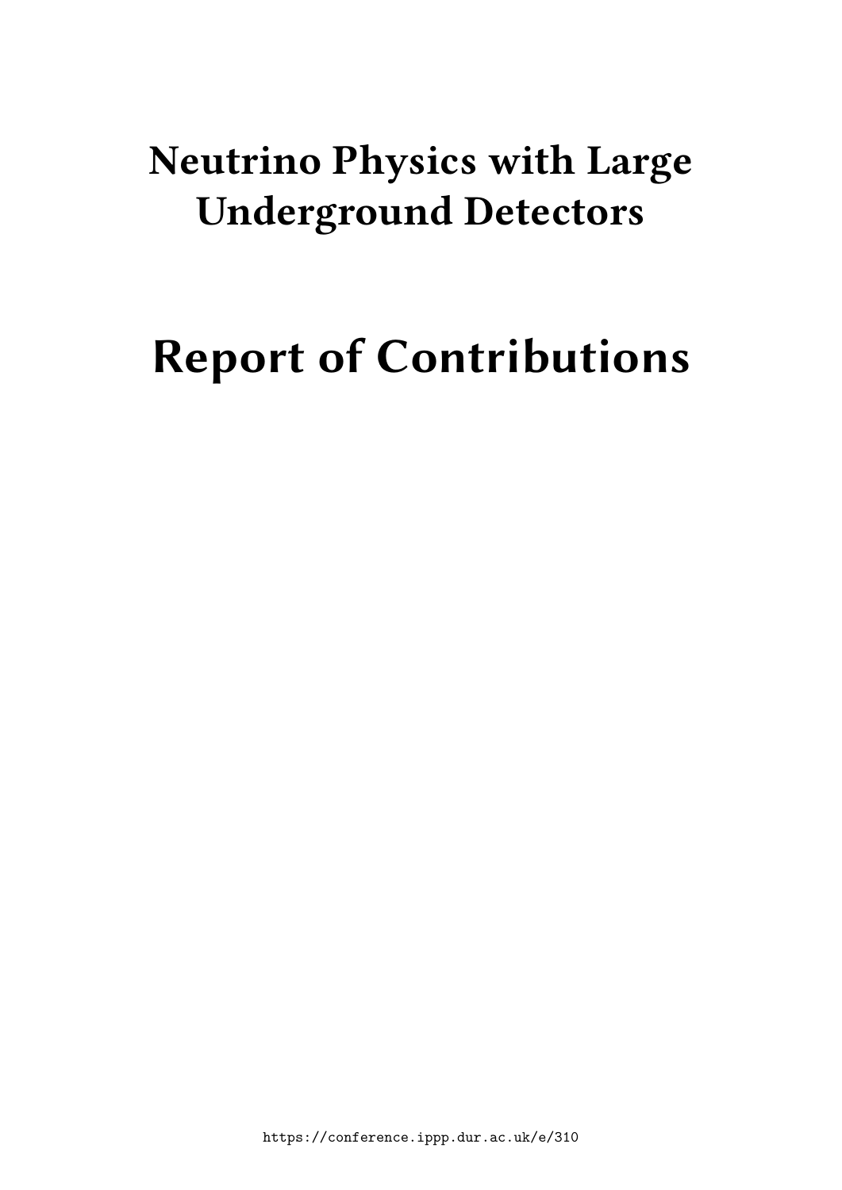# Neutrino Physics with Large Underground Detectors

# Report of Contributions

https://conference.ippp.dur.ac.uk/e/310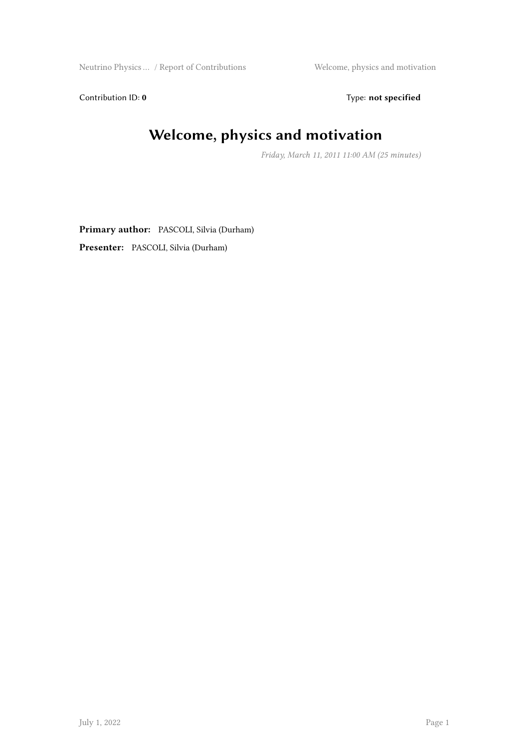Contribution ID: **0** Type: **not specified**

# Welcome, physics and motivation

*Friday, March 11, 2011 11:00 AM (25 minutes)*

**Primary author:** PASCOLI, Silvia (Durham)

**Presenter:** PASCOLI, Silvia (Durham)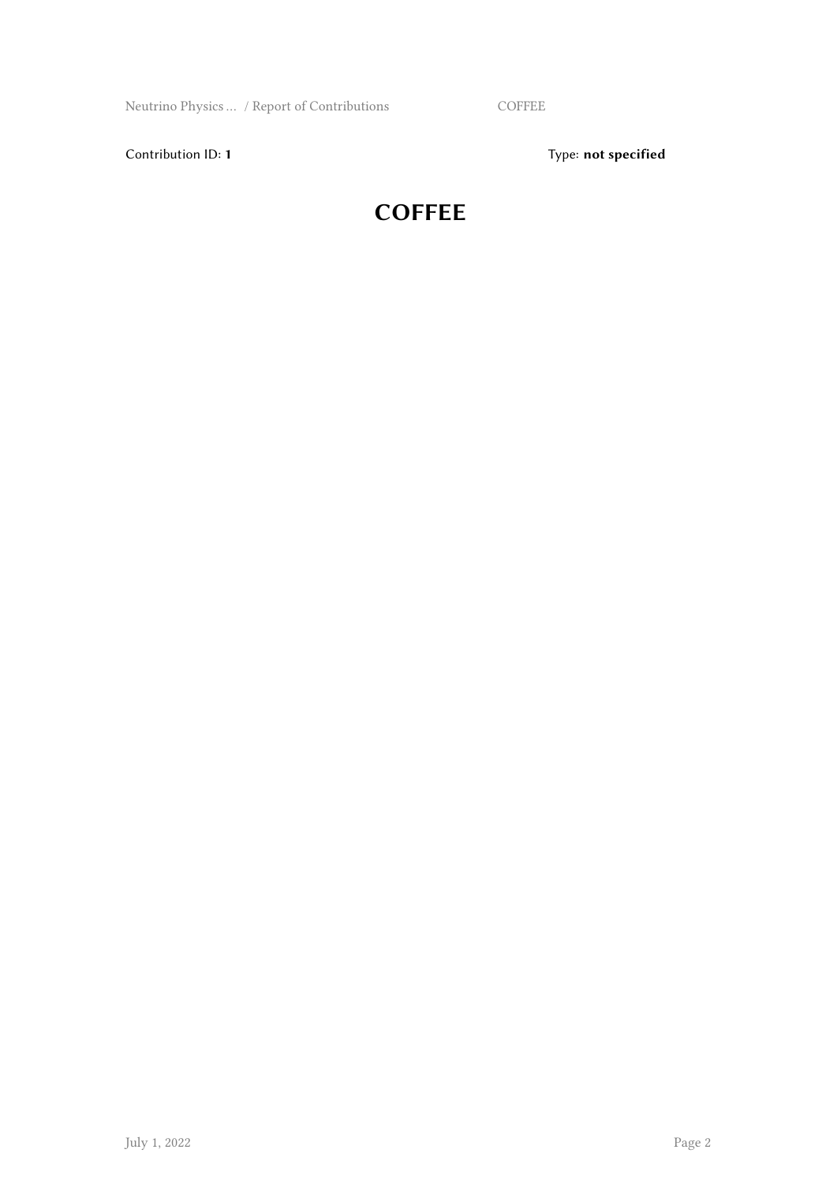Contribution ID: **1** Type: **not specified**

# COFFEE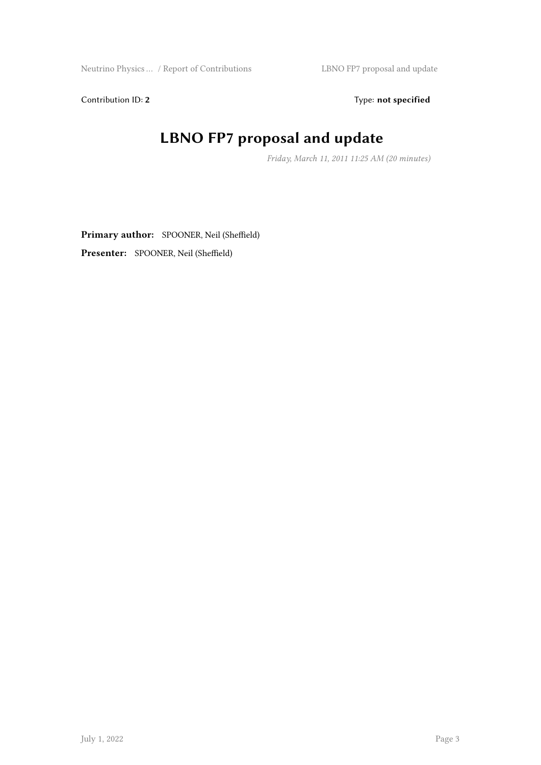Contribution ID: **2**

Type: **not specified**

# LBNO FP7 proposal and update

*Friday, March 11, 2011 11:25 AM (20 minutes)*

**Primary author:** SPOONER, Neil (Sheffield)

**Presenter:** SPOONER, Neil (Sheffield)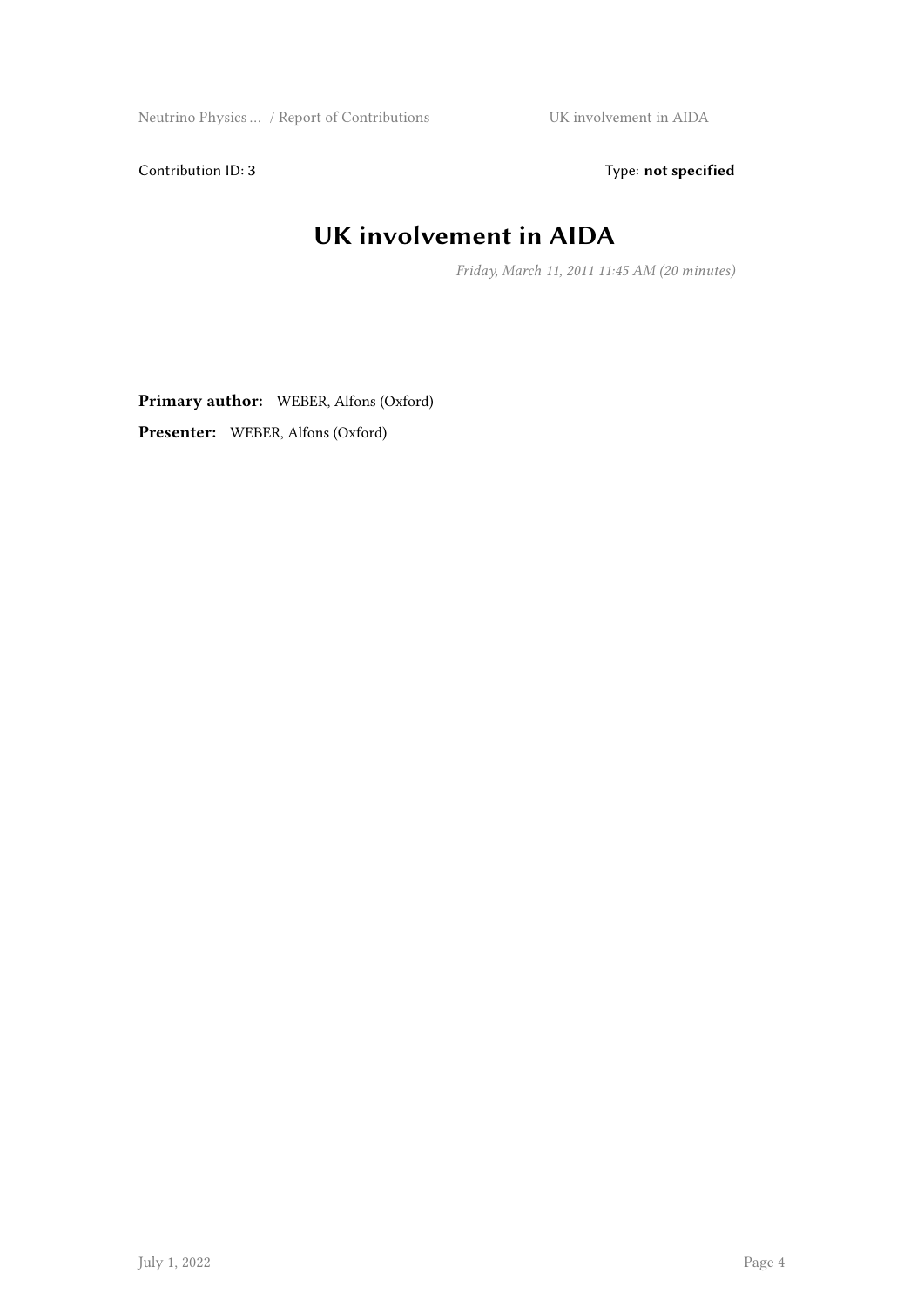Contribution ID: **3** Type: **not specified**

# UK involvement in AIDA

*Friday, March 11, 2011 11:45 AM (20 minutes)*

**Primary author:** WEBER, Alfons (Oxford)

**Presenter:** WEBER, Alfons (Oxford)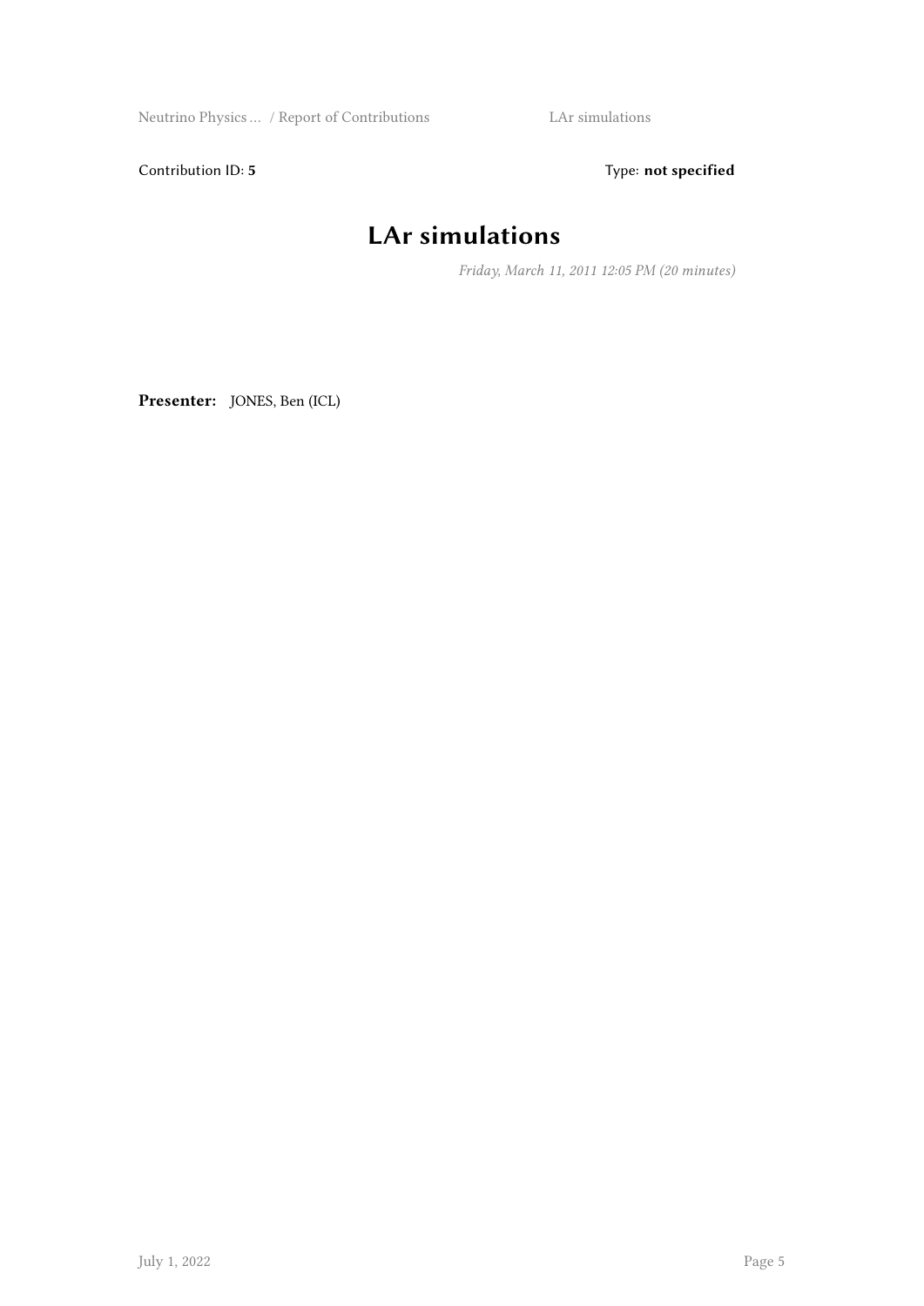Contribution ID: **5** Type: **not specified**

# LAr simulations

*Friday, March 11, 2011 12:05 PM (20 minutes)*

**Presenter:** JONES, Ben (ICL)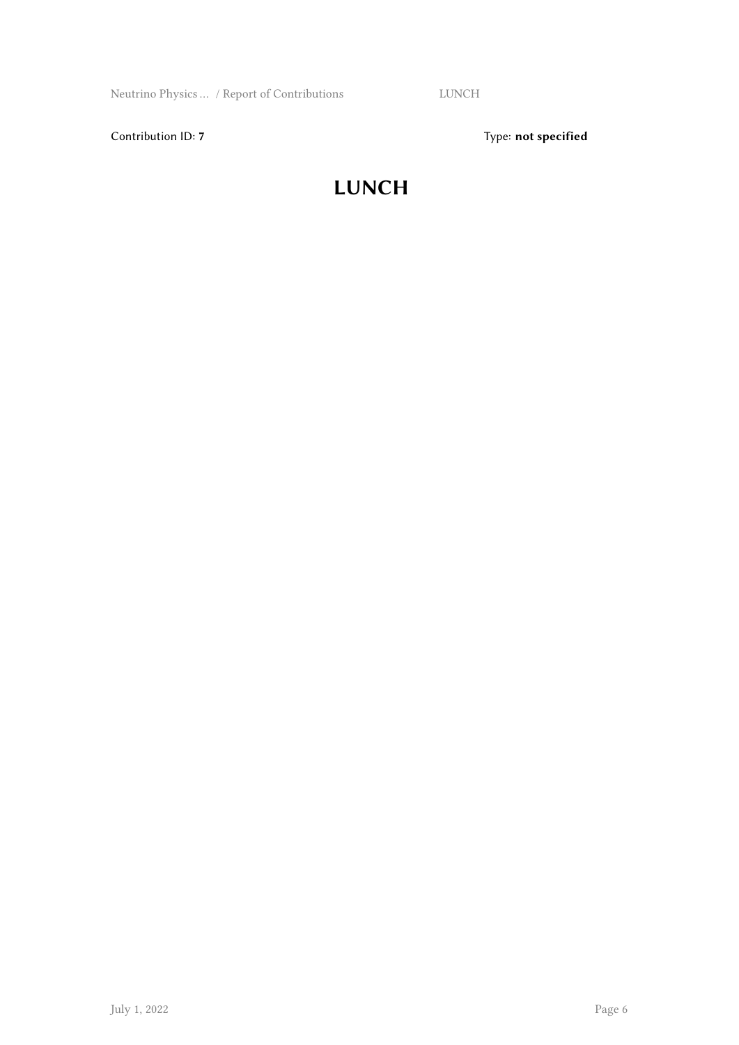Contribution ID: **7**

Type: **not specified**

# LUNCH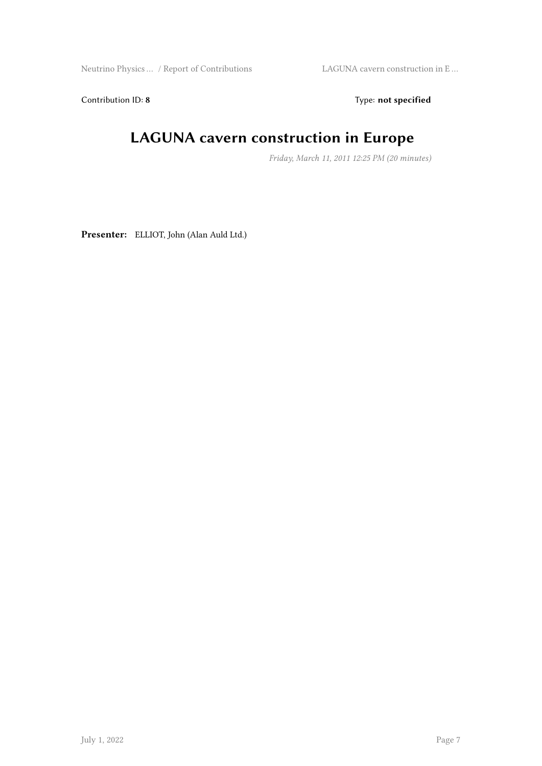Contribution ID: **8** Type: **not specified**

# LAGUNA cavern construction in Europe

*Friday, March 11, 2011 12:25 PM (20 minutes)*

**Presenter:** ELLIOT, John (Alan Auld Ltd.)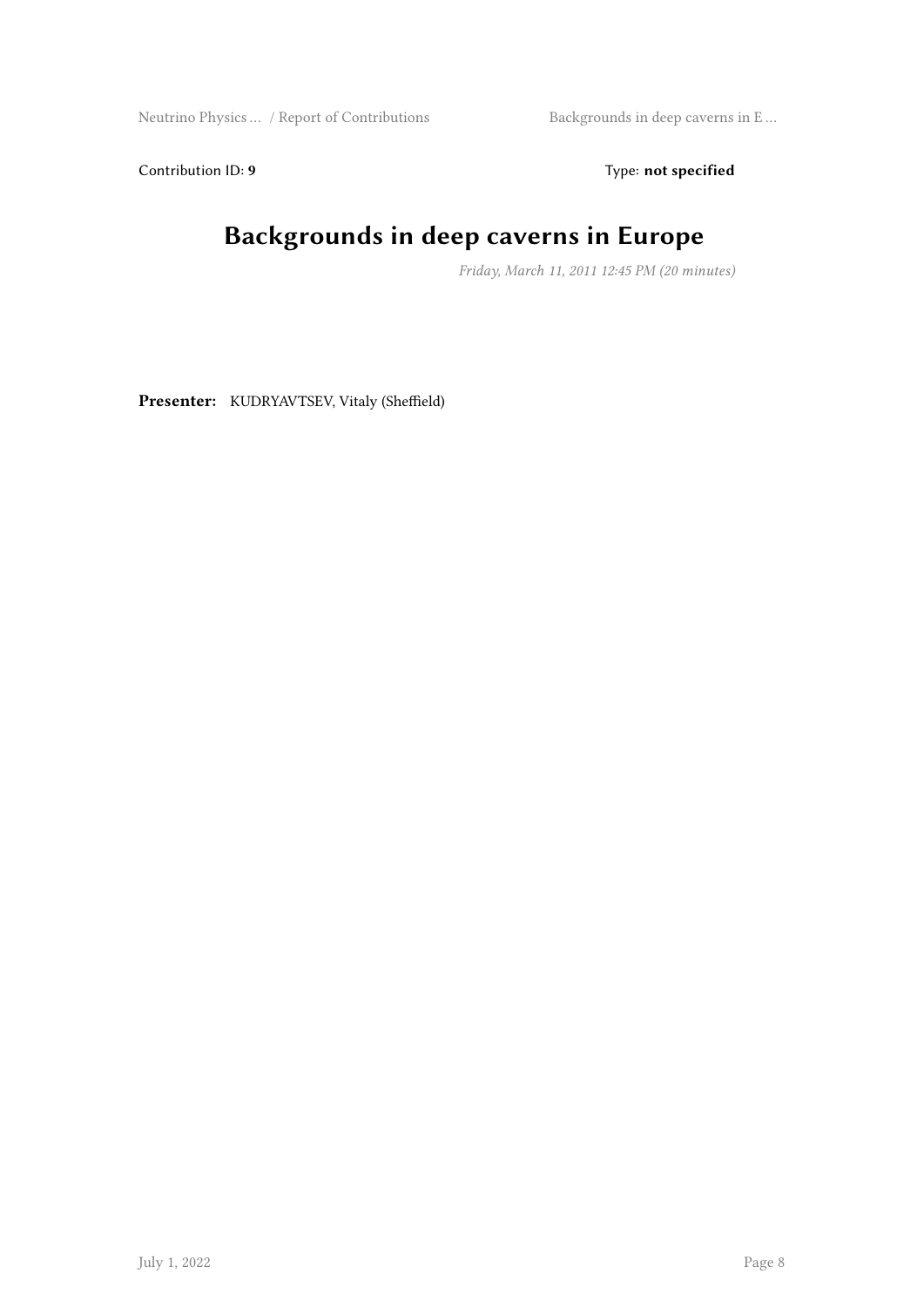Contribution ID: **9**

Type: **not specified**

# Backgrounds in deep caverns in Europe

*Friday, March 11, 2011 12:45 PM (20 minutes)*

**Presenter:** KUDRYAVTSEV, Vitaly (Sheffield)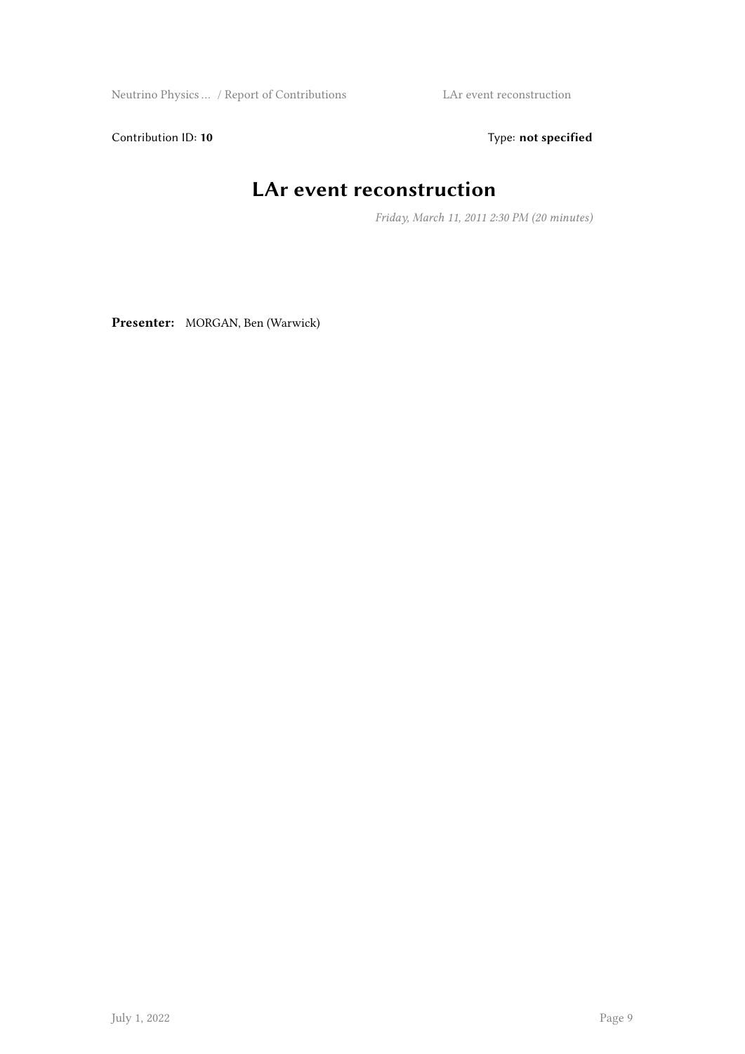Contribution ID: **10**

Type: **not specified**

# LAr event reconstruction

*Friday, March 11, 2011 2:30 PM (20 minutes)*

**Presenter:** MORGAN, Ben (Warwick)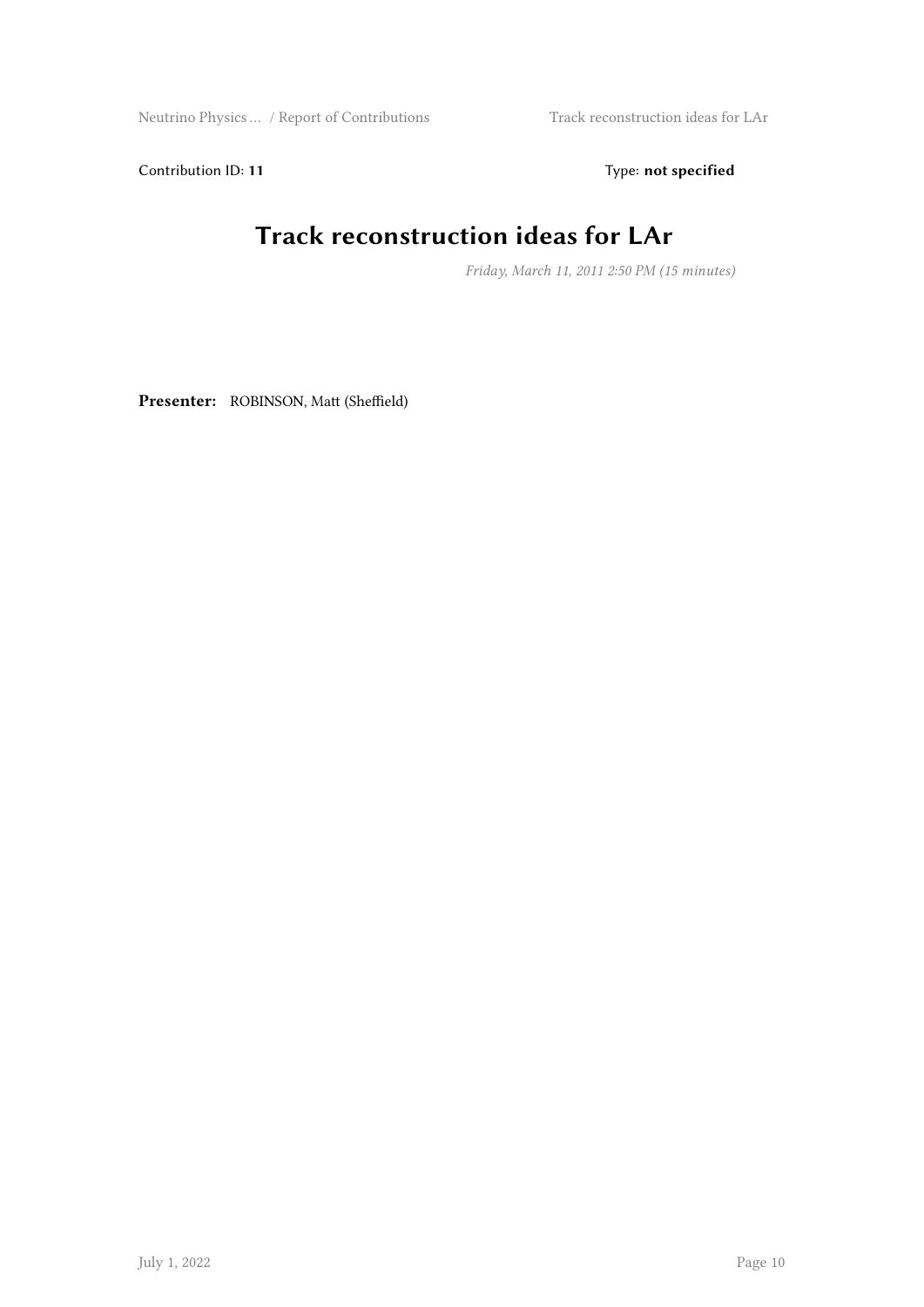Contribution ID: **11** Type: **not specified**

# Track reconstruction ideas for LAr

*Friday, March 11, 2011 2:50 PM (15 minutes)*

**Presenter:** ROBINSON, Matt (Sheffield)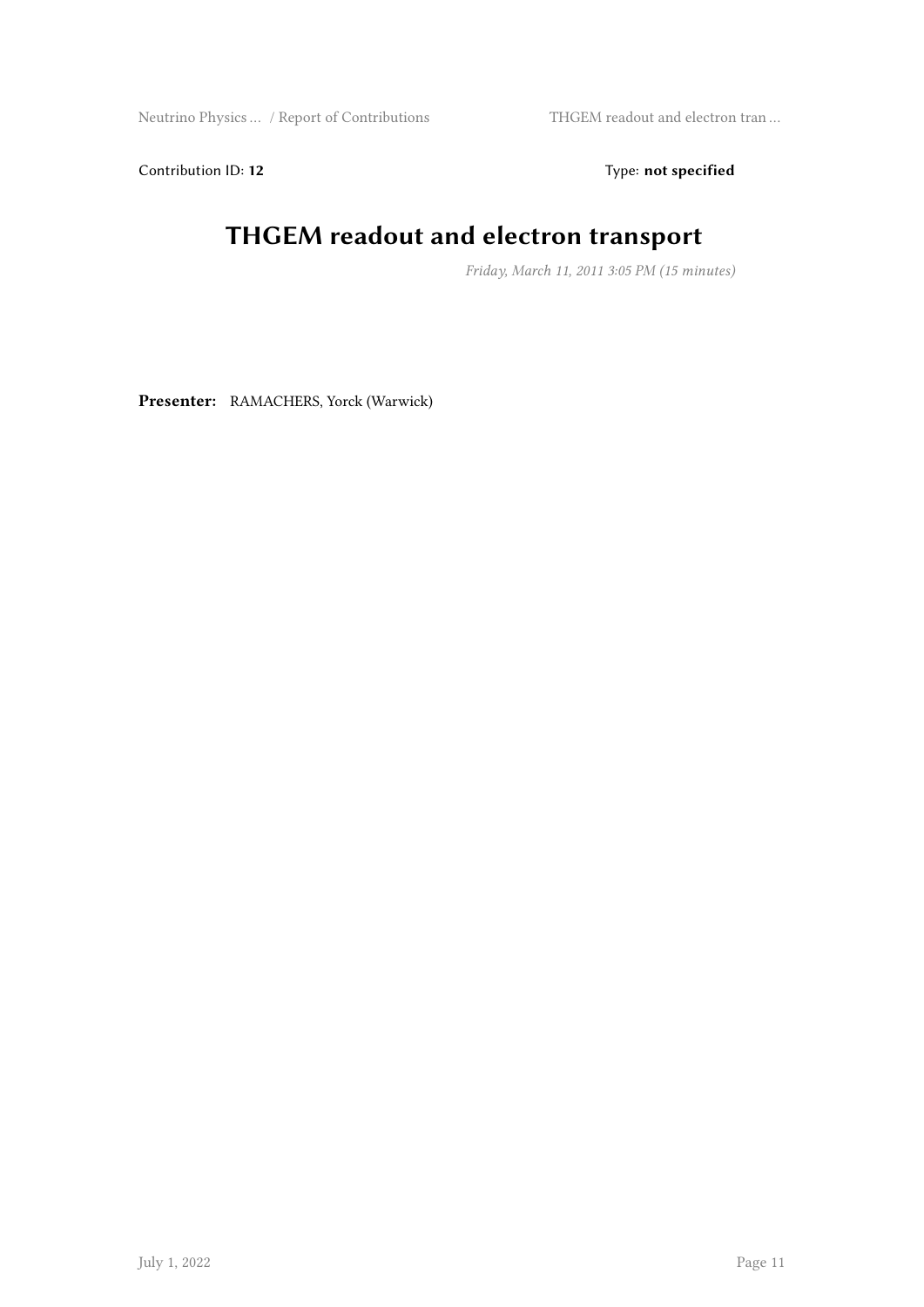Contribution ID: **12** Type: **not specified**

# THGEM readout and electron transport

*Friday, March 11, 2011 3:05 PM (15 minutes)*

**Presenter:** RAMACHERS, Yorck (Warwick)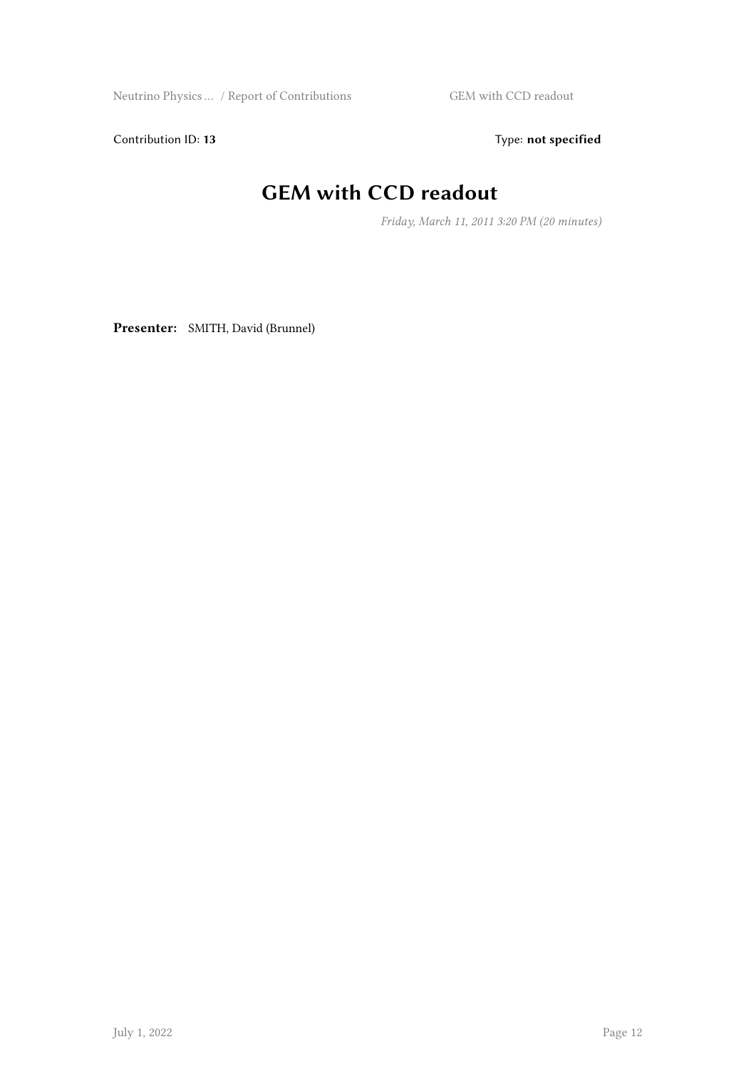Contribution ID: **13** Type: **not specified**

# GEM with CCD readout

*Friday, March 11, 2011 3:20 PM (20 minutes)*

**Presenter:** SMITH, David (Brunnel)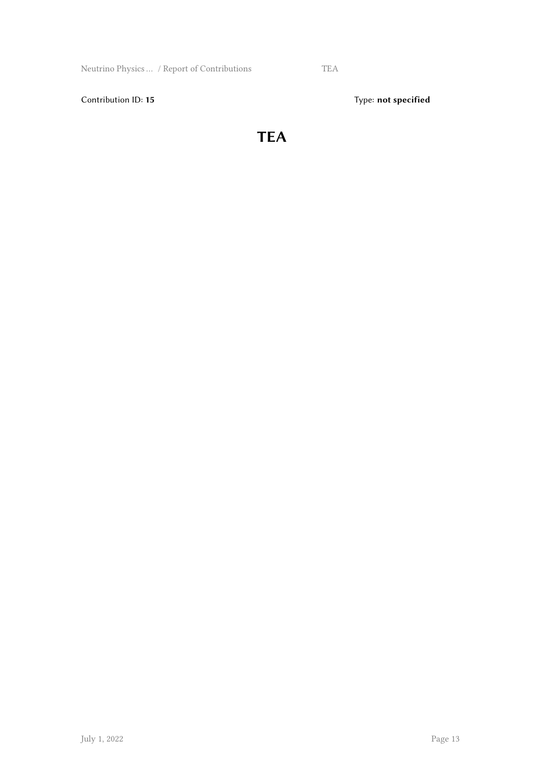Contribution ID: **15**

Type: **not specified**

# TEA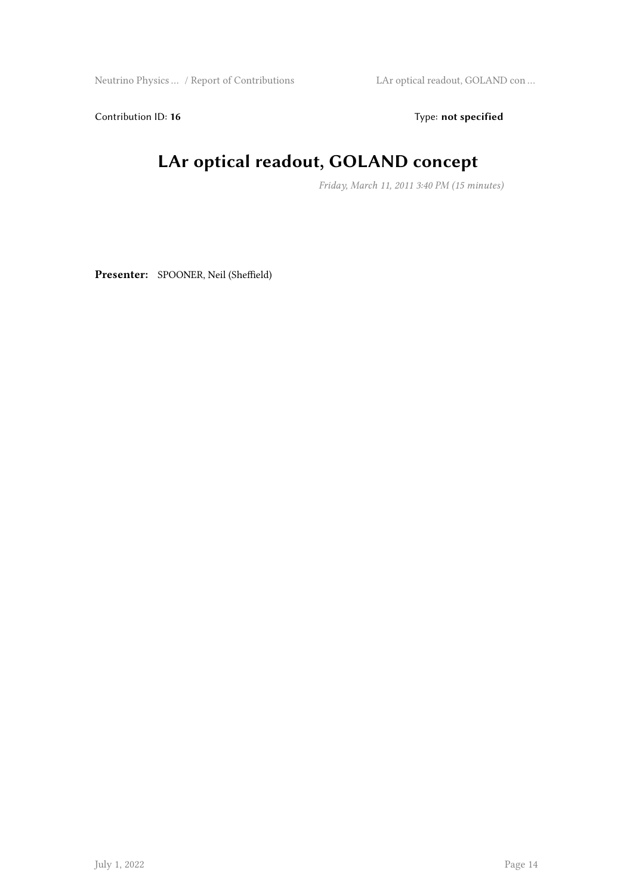Contribution ID: **16** Type: **not specified**

# LAr optical readout, GOLAND concept

*Friday, March 11, 2011 3:40 PM (15 minutes)*

**Presenter:** SPOONER, Neil (Sheffield)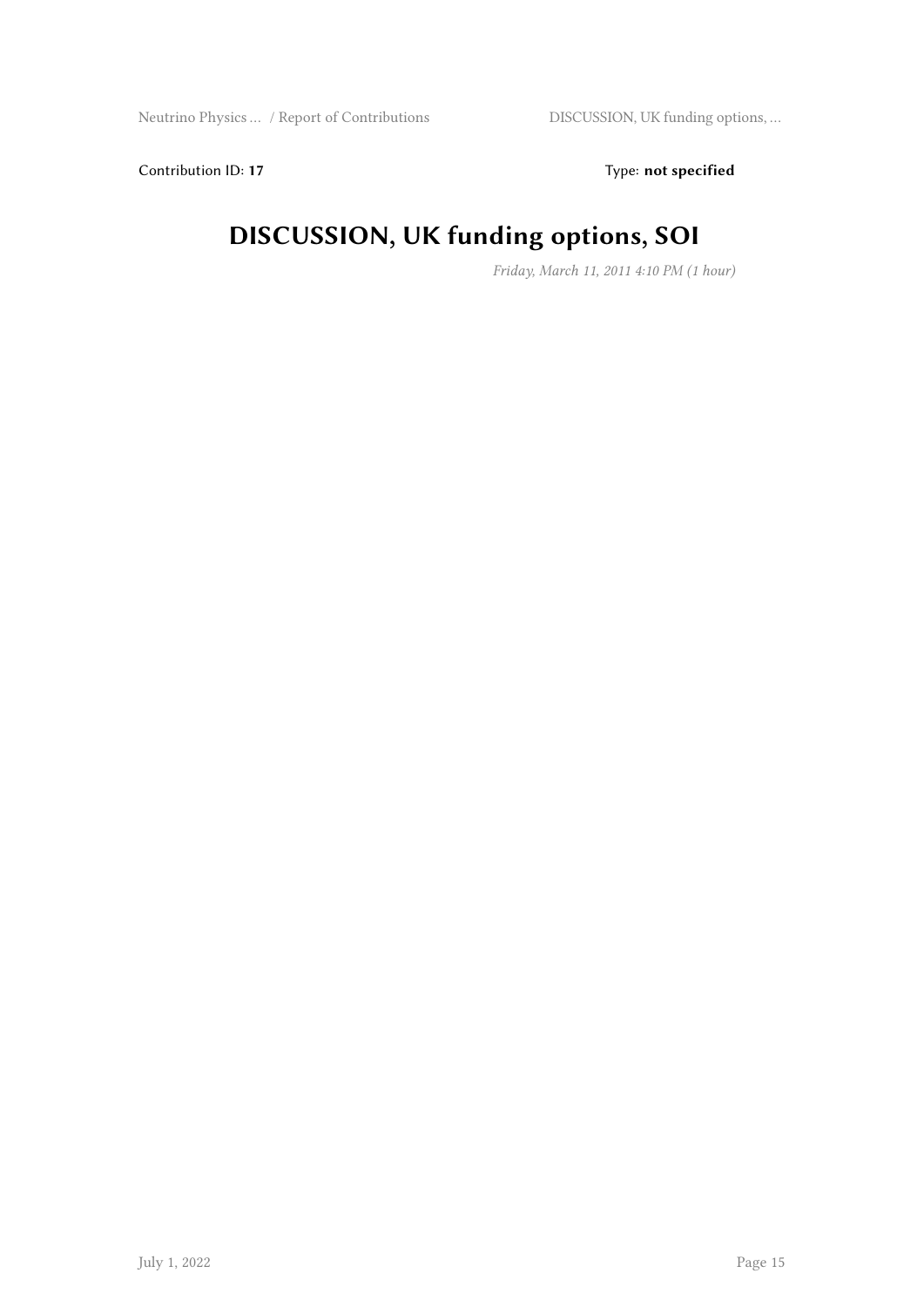Contribution ID: **17** Type: **not specified**

# DISCUSSION, UK funding options, SOI

*Friday, March 11, 2011 4:10 PM (1 hour)*